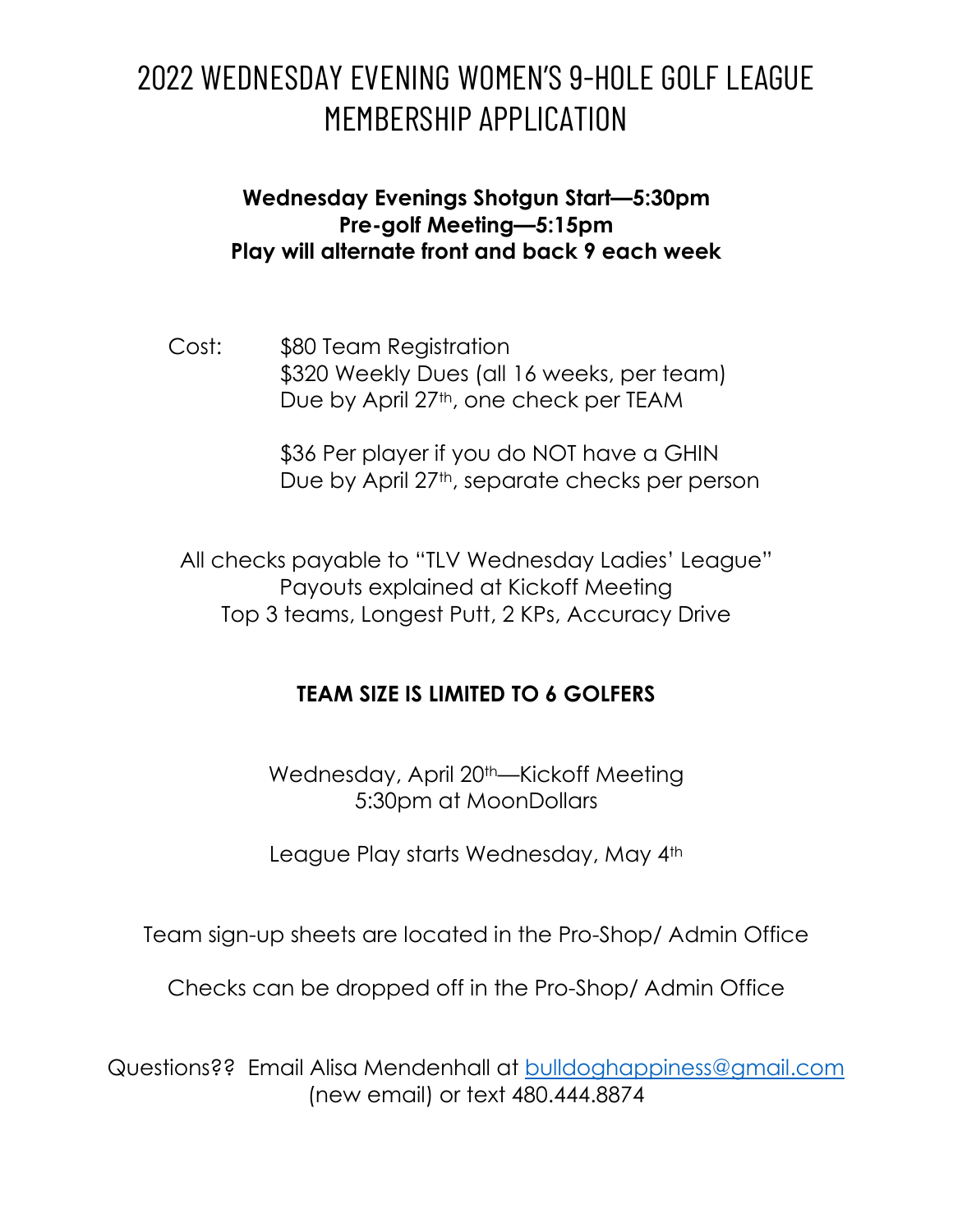# 2022 WEDNESDAY EVENING WOMEN'S 9-HOLE GOLF LEAGUE MEMBERSHIP APPLICATION

**Wednesday Evenings Shotgun Start—5:30pm**
**Pre-golf Meeting—5:15pm**
**Play will alternate front and back 9 each week**

Cost: $80 Team Registration
$320 Weekly Dues (all 16 weeks, per team)
Due by April 27th, one check per TEAM

$36 Per player if you do NOT have a GHIN
Due by April 27th, separate checks per person

All checks payable to "TLV Wednesday Ladies' League"
Payouts explained at Kickoff Meeting
Top 3 teams, Longest Putt, 2 KPs, Accuracy Drive

**TEAM SIZE IS LIMITED TO 6 GOLFERS**

Wednesday, April 20th—Kickoff Meeting
5:30pm at MoonDollars

League Play starts Wednesday, May 4th

Team sign-up sheets are located in the Pro-Shop/ Admin Office

Checks can be dropped off in the Pro-Shop/ Admin Office

Questions?? Email Alisa Mendenhall at bulldoghappiness@gmail.com (new email) or text 480.444.8874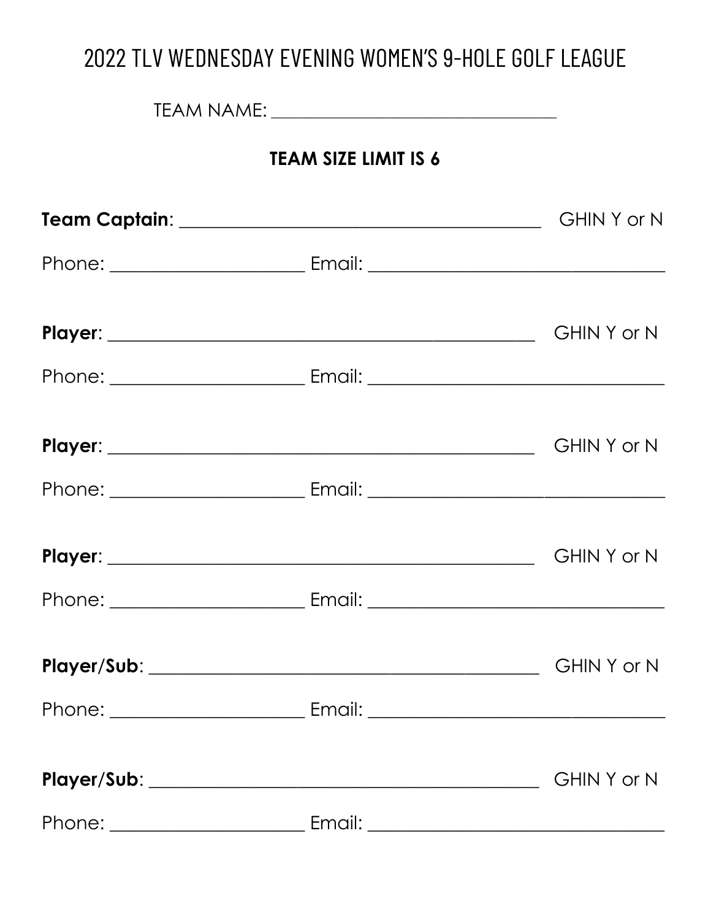# 2022 TLV WEDNESDAY EVENING WOMEN'S 9-HOLE GOLF LEAGUE

TEAM NAME: ______________________________

**TEAM SIZE LIMIT IS 6**

**Team Captain**: ______________________________________ GHIN Y or N

Phone: ____________________ Email: ______________________________

**Player**: ____________________________________________ GHIN Y or N

Phone: ____________________ Email: ______________________________

**Player**: ____________________________________________ GHIN Y or N

Phone: ____________________ Email: ______________________________

**Player**: ____________________________________________ GHIN Y or N

Phone: ____________________ Email: ______________________________

**Player/Sub**: ________________________________________ GHIN Y or N

Phone: ____________________ Email: ______________________________

**Player/Sub**: ________________________________________ GHIN Y or N

Phone: ____________________ Email: ______________________________